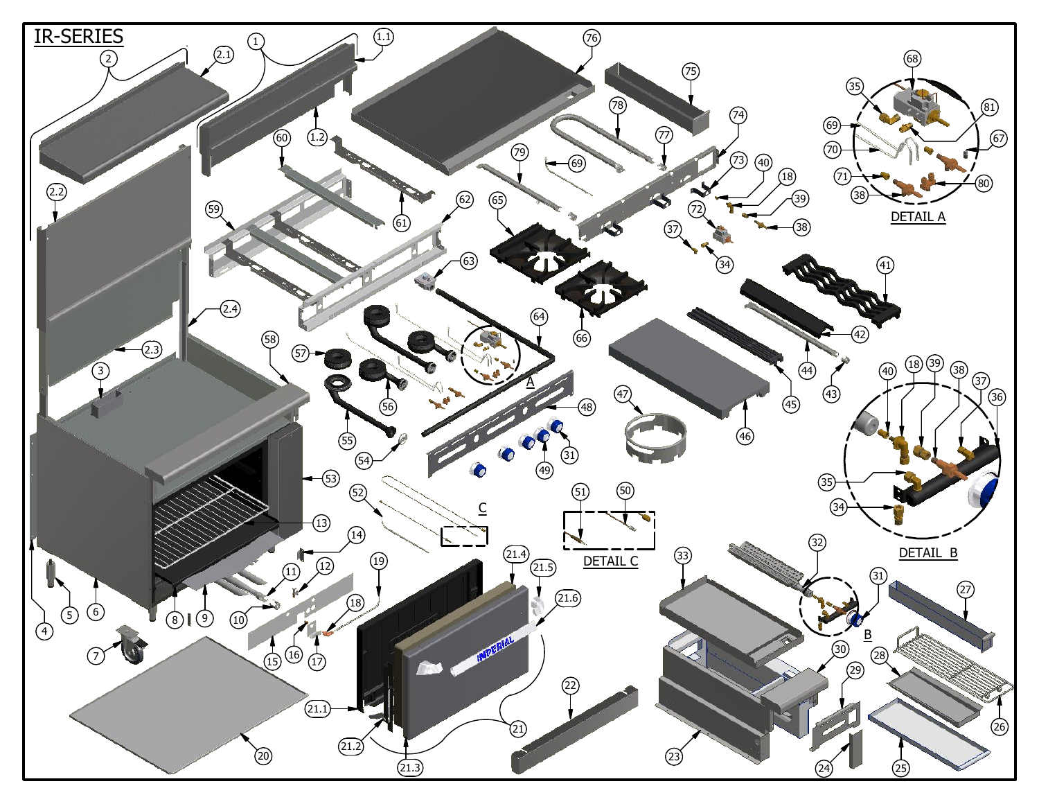# IR-SERIES

DETAIL A

DETAIL B

DETAIL C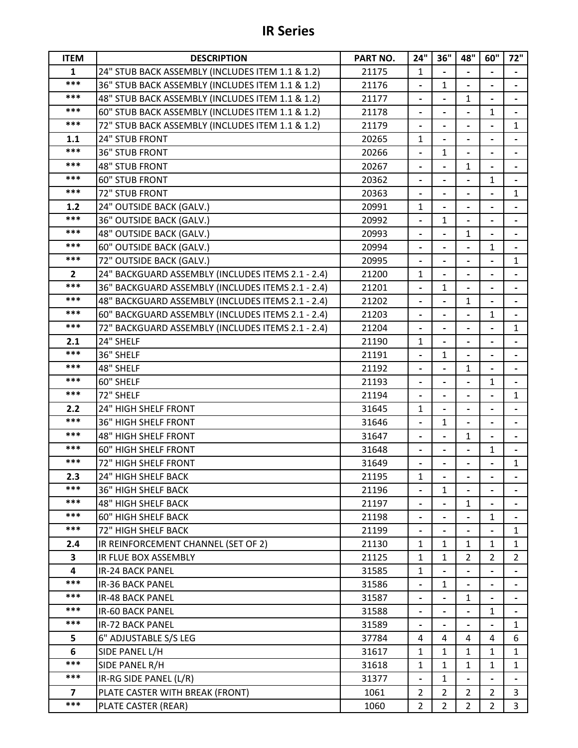# IR Series

| ITEM | DESCRIPTION | PART NO. | 24" | 36" | 48" | 60" | 72" |
|---|---|---|---|---|---|---|---|
| 1 | 24" STUB BACK ASSEMBLY (INCLUDES ITEM 1.1 & 1.2) | 21175 | 1 | - | - | - | - |
| *** | 36" STUB BACK ASSEMBLY (INCLUDES ITEM 1.1 & 1.2) | 21176 | - | 1 | - | - | - |
| *** | 48" STUB BACK ASSEMBLY (INCLUDES ITEM 1.1 & 1.2) | 21177 | - | - | 1 | - | - |
| *** | 60" STUB BACK ASSEMBLY (INCLUDES ITEM 1.1 & 1.2) | 21178 | - | - | - | 1 | - |
| *** | 72" STUB BACK ASSEMBLY (INCLUDES ITEM 1.1 & 1.2) | 21179 | - | - | - | - | 1 |
| 1.1 | 24" STUB FRONT | 20265 | 1 | - | - | - | - |
| *** | 36" STUB FRONT | 20266 | - | 1 | - | - | - |
| *** | 48" STUB FRONT | 20267 | - | - | 1 | - | - |
| *** | 60" STUB FRONT | 20362 | - | - | - | 1 | - |
| *** | 72" STUB FRONT | 20363 | - | - | - | - | 1 |
| 1.2 | 24" OUTSIDE BACK (GALV.) | 20991 | 1 | - | - | - | - |
| *** | 36" OUTSIDE BACK (GALV.) | 20992 | - | 1 | - | - | - |
| *** | 48" OUTSIDE BACK (GALV.) | 20993 | - | - | 1 | - | - |
| *** | 60" OUTSIDE BACK (GALV.) | 20994 | - | - | - | 1 | - |
| *** | 72" OUTSIDE BACK (GALV.) | 20995 | - | - | - | - | 1 |
| 2 | 24" BACKGUARD ASSEMBLY (INCLUDES ITEMS 2.1 - 2.4) | 21200 | 1 | - | - | - | - |
| *** | 36" BACKGUARD ASSEMBLY (INCLUDES ITEMS 2.1 - 2.4) | 21201 | - | 1 | - | - | - |
| *** | 48" BACKGUARD ASSEMBLY (INCLUDES ITEMS 2.1 - 2.4) | 21202 | - | - | 1 | - | - |
| *** | 60" BACKGUARD ASSEMBLY (INCLUDES ITEMS 2.1 - 2.4) | 21203 | - | - | - | 1 | - |
| *** | 72" BACKGUARD ASSEMBLY (INCLUDES ITEMS 2.1 - 2.4) | 21204 | - | - | - | - | 1 |
| 2.1 | 24" SHELF | 21190 | 1 | - | - | - | - |
| *** | 36" SHELF | 21191 | - | 1 | - | - | - |
| *** | 48" SHELF | 21192 | - | - | 1 | - | - |
| *** | 60" SHELF | 21193 | - | - | - | 1 | - |
| *** | 72" SHELF | 21194 | - | - | - | - | 1 |
| 2.2 | 24" HIGH SHELF FRONT | 31645 | 1 | - | - | - | - |
| *** | 36" HIGH SHELF FRONT | 31646 | - | 1 | - | - | - |
| *** | 48" HIGH SHELF FRONT | 31647 | - | - | 1 | - | - |
| *** | 60" HIGH SHELF FRONT | 31648 | - | - | - | 1 | - |
| *** | 72" HIGH SHELF FRONT | 31649 | - | - | - | - | 1 |
| 2.3 | 24" HIGH SHELF BACK | 21195 | 1 | - | - | - | - |
| *** | 36" HIGH SHELF BACK | 21196 | - | 1 | - | - | - |
| *** | 48" HIGH SHELF BACK | 21197 | - | - | 1 | - | - |
| *** | 60" HIGH SHELF BACK | 21198 | - | - | - | 1 | - |
| *** | 72" HIGH SHELF BACK | 21199 | - | - | - | - | 1 |
| 2.4 | IR REINFORCEMENT CHANNEL (SET OF 2) | 21130 | 1 | 1 | 1 | 1 | 1 |
| 3 | IR FLUE BOX ASSEMBLY | 21125 | 1 | 1 | 2 | 2 | 2 |
| 4 | IR-24 BACK PANEL | 31585 | 1 | - | - | - | - |
| *** | IR-36 BACK PANEL | 31586 | - | 1 | - | - | - |
| *** | IR-48 BACK PANEL | 31587 | - | - | 1 | - | - |
| *** | IR-60 BACK PANEL | 31588 | - | - | - | 1 | - |
| *** | IR-72 BACK PANEL | 31589 | - | - | - | - | 1 |
| 5 | 6" ADJUSTABLE S/S LEG | 37784 | 4 | 4 | 4 | 4 | 6 |
| 6 | SIDE PANEL L/H | 31617 | 1 | 1 | 1 | 1 | 1 |
| *** | SIDE PANEL R/H | 31618 | 1 | 1 | 1 | 1 | 1 |
| *** | IR-RG SIDE PANEL (L/R) | 31377 | - | 1 | - | - | - |
| 7 | PLATE CASTER WITH BREAK (FRONT) | 1061 | 2 | 2 | 2 | 2 | 3 |
| *** | PLATE CASTER (REAR) | 1060 | 2 | 2 | 2 | 2 | 3 |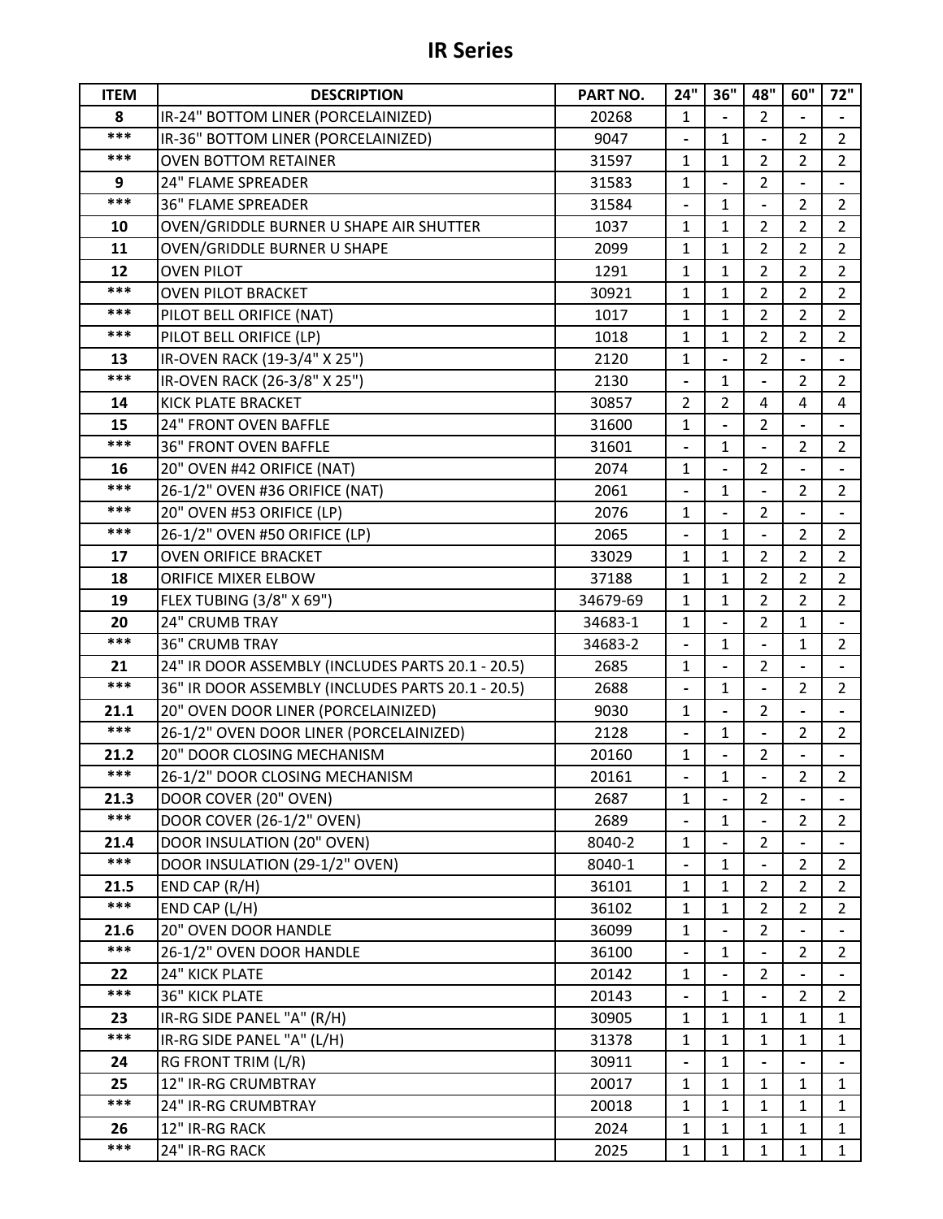# IR Series

| ITEM | DESCRIPTION | PART NO. | 24" | 36" | 48" | 60" | 72" |
|---|---|---|---|---|---|---|---|
| 8 | IR-24" BOTTOM LINER (PORCELAINIZED) | 20268 | 1 | - | 2 | - | - |
| *** | IR-36" BOTTOM LINER (PORCELAINIZED) | 9047 | - | 1 | - | 2 | 2 |
| *** | OVEN BOTTOM RETAINER | 31597 | 1 | 1 | 2 | 2 | 2 |
| 9 | 24" FLAME SPREADER | 31583 | 1 | - | 2 | - | - |
| *** | 36" FLAME SPREADER | 31584 | - | 1 | - | 2 | 2 |
| 10 | OVEN/GRIDDLE BURNER U SHAPE AIR SHUTTER | 1037 | 1 | 1 | 2 | 2 | 2 |
| 11 | OVEN/GRIDDLE BURNER U SHAPE | 2099 | 1 | 1 | 2 | 2 | 2 |
| 12 | OVEN PILOT | 1291 | 1 | 1 | 2 | 2 | 2 |
| *** | OVEN PILOT BRACKET | 30921 | 1 | 1 | 2 | 2 | 2 |
| *** | PILOT BELL ORIFICE (NAT) | 1017 | 1 | 1 | 2 | 2 | 2 |
| *** | PILOT BELL ORIFICE (LP) | 1018 | 1 | 1 | 2 | 2 | 2 |
| 13 | IR-OVEN RACK (19-3/4" X 25") | 2120 | 1 | - | 2 | - | - |
| *** | IR-OVEN RACK (26-3/8" X 25") | 2130 | - | 1 | - | 2 | 2 |
| 14 | KICK PLATE BRACKET | 30857 | 2 | 2 | 4 | 4 | 4 |
| 15 | 24" FRONT OVEN BAFFLE | 31600 | 1 | - | 2 | - | - |
| *** | 36" FRONT OVEN BAFFLE | 31601 | - | 1 | - | 2 | 2 |
| 16 | 20" OVEN #42 ORIFICE (NAT) | 2074 | 1 | - | 2 | - | - |
| *** | 26-1/2" OVEN #36 ORIFICE (NAT) | 2061 | - | 1 | - | 2 | 2 |
| *** | 20" OVEN #53 ORIFICE (LP) | 2076 | 1 | - | 2 | - | - |
| *** | 26-1/2" OVEN #50 ORIFICE (LP) | 2065 | - | 1 | - | 2 | 2 |
| 17 | OVEN ORIFICE BRACKET | 33029 | 1 | 1 | 2 | 2 | 2 |
| 18 | ORIFICE MIXER ELBOW | 37188 | 1 | 1 | 2 | 2 | 2 |
| 19 | FLEX TUBING (3/8" X 69") | 34679-69 | 1 | 1 | 2 | 2 | 2 |
| 20 | 24" CRUMB TRAY | 34683-1 | 1 | - | 2 | 1 | - |
| *** | 36" CRUMB TRAY | 34683-2 | - | 1 | - | 1 | 2 |
| 21 | 24" IR DOOR ASSEMBLY (INCLUDES PARTS 20.1 - 20.5) | 2685 | 1 | - | 2 | - | - |
| *** | 36" IR DOOR ASSEMBLY (INCLUDES PARTS 20.1 - 20.5) | 2688 | - | 1 | - | 2 | 2 |
| 21.1 | 20" OVEN DOOR LINER (PORCELAINIZED) | 9030 | 1 | - | 2 | - | - |
| *** | 26-1/2" OVEN DOOR LINER (PORCELAINIZED) | 2128 | - | 1 | - | 2 | 2 |
| 21.2 | 20" DOOR CLOSING MECHANISM | 20160 | 1 | - | 2 | - | - |
| *** | 26-1/2" DOOR CLOSING MECHANISM | 20161 | - | 1 | - | 2 | 2 |
| 21.3 | DOOR COVER (20" OVEN) | 2687 | 1 | - | 2 | - | - |
| *** | DOOR COVER (26-1/2" OVEN) | 2689 | - | 1 | - | 2 | 2 |
| 21.4 | DOOR INSULATION (20" OVEN) | 8040-2 | 1 | - | 2 | - | - |
| *** | DOOR INSULATION (29-1/2" OVEN) | 8040-1 | - | 1 | - | 2 | 2 |
| 21.5 | END CAP (R/H) | 36101 | 1 | 1 | 2 | 2 | 2 |
| *** | END CAP (L/H) | 36102 | 1 | 1 | 2 | 2 | 2 |
| 21.6 | 20" OVEN DOOR HANDLE | 36099 | 1 | - | 2 | - | - |
| *** | 26-1/2" OVEN DOOR HANDLE | 36100 | - | 1 | - | 2 | 2 |
| 22 | 24" KICK PLATE | 20142 | 1 | - | 2 | - | - |
| *** | 36" KICK PLATE | 20143 | - | 1 | - | 2 | 2 |
| 23 | IR-RG SIDE PANEL "A" (R/H) | 30905 | 1 | 1 | 1 | 1 | 1 |
| *** | IR-RG SIDE PANEL "A" (L/H) | 31378 | 1 | 1 | 1 | 1 | 1 |
| 24 | RG FRONT TRIM (L/R) | 30911 | - | 1 | - | - | - |
| 25 | 12" IR-RG CRUMBTRAY | 20017 | 1 | 1 | 1 | 1 | 1 |
| *** | 24" IR-RG CRUMBTRAY | 20018 | 1 | 1 | 1 | 1 | 1 |
| 26 | 12" IR-RG RACK | 2024 | 1 | 1 | 1 | 1 | 1 |
| *** | 24" IR-RG RACK | 2025 | 1 | 1 | 1 | 1 | 1 |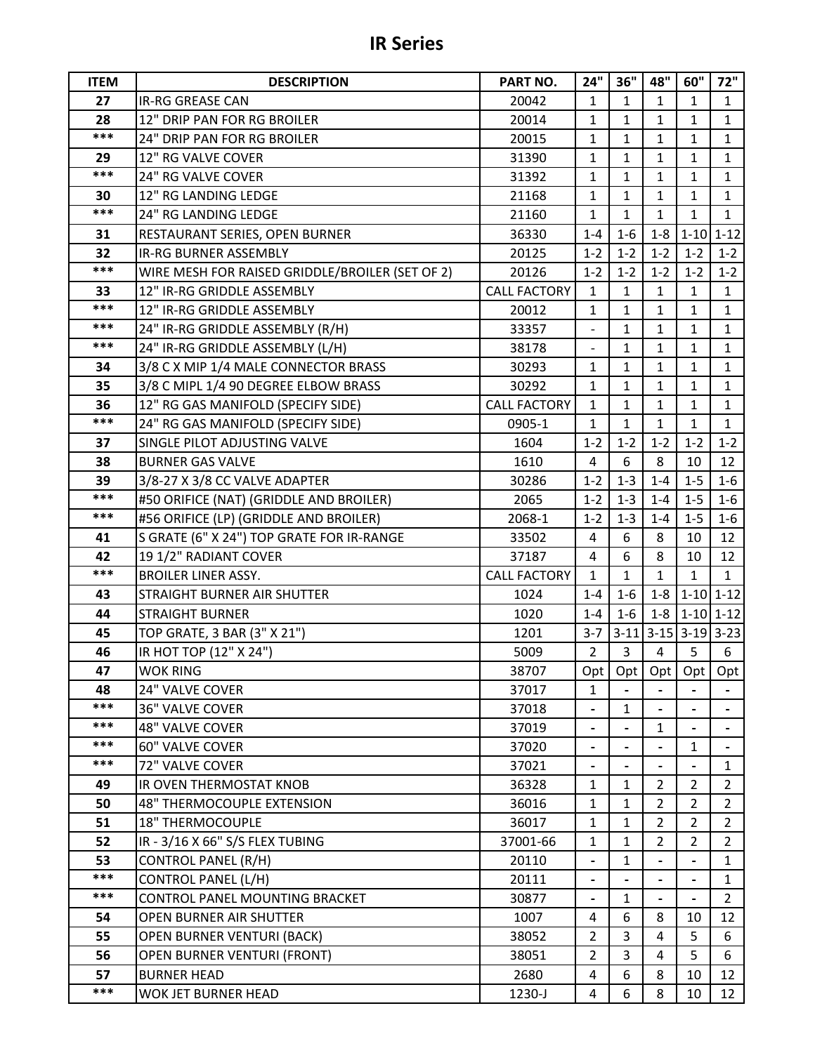# IR Series

| ITEM | DESCRIPTION | PART NO. | 24" | 36" | 48" | 60" | 72" |
|---|---|---|---|---|---|---|---|
| 27 | IR-RG GREASE CAN | 20042 | 1 | 1 | 1 | 1 | 1 |
| 28 | 12" DRIP PAN FOR RG BROILER | 20014 | 1 | 1 | 1 | 1 | 1 |
| *** | 24" DRIP PAN FOR RG BROILER | 20015 | 1 | 1 | 1 | 1 | 1 |
| 29 | 12" RG VALVE COVER | 31390 | 1 | 1 | 1 | 1 | 1 |
| *** | 24" RG VALVE COVER | 31392 | 1 | 1 | 1 | 1 | 1 |
| 30 | 12" RG LANDING LEDGE | 21168 | 1 | 1 | 1 | 1 | 1 |
| *** | 24" RG LANDING LEDGE | 21160 | 1 | 1 | 1 | 1 | 1 |
| 31 | RESTAURANT SERIES, OPEN BURNER | 36330 | 1-4 | 1-6 | 1-8 | 1-10 | 1-12 |
| 32 | IR-RG BURNER ASSEMBLY | 20125 | 1-2 | 1-2 | 1-2 | 1-2 | 1-2 |
| *** | WIRE MESH FOR RAISED GRIDDLE/BROILER (SET OF 2) | 20126 | 1-2 | 1-2 | 1-2 | 1-2 | 1-2 |
| 33 | 12" IR-RG GRIDDLE ASSEMBLY | CALL FACTORY | 1 | 1 | 1 | 1 | 1 |
| *** | 12" IR-RG GRIDDLE ASSEMBLY | 20012 | 1 | 1 | 1 | 1 | 1 |
| *** | 24" IR-RG GRIDDLE ASSEMBLY (R/H) | 33357 | - | 1 | 1 | 1 | 1 |
| *** | 24" IR-RG GRIDDLE ASSEMBLY (L/H) | 38178 | - | 1 | 1 | 1 | 1 |
| 34 | 3/8 C X MIP 1/4 MALE CONNECTOR BRASS | 30293 | 1 | 1 | 1 | 1 | 1 |
| 35 | 3/8 C MIPL 1/4 90 DEGREE ELBOW BRASS | 30292 | 1 | 1 | 1 | 1 | 1 |
| 36 | 12" RG GAS MANIFOLD (SPECIFY SIDE) | CALL FACTORY | 1 | 1 | 1 | 1 | 1 |
| *** | 24" RG GAS MANIFOLD (SPECIFY SIDE) | 0905-1 | 1 | 1 | 1 | 1 | 1 |
| 37 | SINGLE PILOT ADJUSTING VALVE | 1604 | 1-2 | 1-2 | 1-2 | 1-2 | 1-2 |
| 38 | BURNER GAS VALVE | 1610 | 4 | 6 | 8 | 10 | 12 |
| 39 | 3/8-27 X 3/8 CC VALVE ADAPTER | 30286 | 1-2 | 1-3 | 1-4 | 1-5 | 1-6 |
| *** | #50 ORIFICE (NAT) (GRIDDLE AND BROILER) | 2065 | 1-2 | 1-3 | 1-4 | 1-5 | 1-6 |
| *** | #56 ORIFICE (LP) (GRIDDLE AND BROILER) | 2068-1 | 1-2 | 1-3 | 1-4 | 1-5 | 1-6 |
| 41 | S GRATE (6" X 24") TOP GRATE FOR IR-RANGE | 33502 | 4 | 6 | 8 | 10 | 12 |
| 42 | 19 1/2" RADIANT COVER | 37187 | 4 | 6 | 8 | 10 | 12 |
| *** | BROILER LINER ASSY. | CALL FACTORY | 1 | 1 | 1 | 1 | 1 |
| 43 | STRAIGHT BURNER AIR SHUTTER | 1024 | 1-4 | 1-6 | 1-8 | 1-10 | 1-12 |
| 44 | STRAIGHT BURNER | 1020 | 1-4 | 1-6 | 1-8 | 1-10 | 1-12 |
| 45 | TOP GRATE, 3 BAR (3" X 21") | 1201 | 3-7 | 3-11 | 3-15 | 3-19 | 3-23 |
| 46 | IR HOT TOP (12" X 24") | 5009 | 2 | 3 | 4 | 5 | 6 |
| 47 | WOK RING | 38707 | Opt | Opt | Opt | Opt | Opt |
| 48 | 24" VALVE COVER | 37017 | 1 | - | - | - | - |
| *** | 36" VALVE COVER | 37018 | - | 1 | - | - | - |
| *** | 48" VALVE COVER | 37019 | - | - | 1 | - | - |
| *** | 60" VALVE COVER | 37020 | - | - | - | 1 | - |
| *** | 72" VALVE COVER | 37021 | - | - | - | - | 1 |
| 49 | IR OVEN THERMOSTAT KNOB | 36328 | 1 | 1 | 2 | 2 | 2 |
| 50 | 48" THERMOCOUPLE EXTENSION | 36016 | 1 | 1 | 2 | 2 | 2 |
| 51 | 18" THERMOCOUPLE | 36017 | 1 | 1 | 2 | 2 | 2 |
| 52 | IR - 3/16 X 66" S/S FLEX TUBING | 37001-66 | 1 | 1 | 2 | 2 | 2 |
| 53 | CONTROL PANEL (R/H) | 20110 | - | 1 | - | - | 1 |
| *** | CONTROL PANEL (L/H) | 20111 | - | - | - | - | 1 |
| *** | CONTROL PANEL MOUNTING BRACKET | 30877 | - | 1 | - | - | 2 |
| 54 | OPEN BURNER AIR SHUTTER | 1007 | 4 | 6 | 8 | 10 | 12 |
| 55 | OPEN BURNER VENTURI (BACK) | 38052 | 2 | 3 | 4 | 5 | 6 |
| 56 | OPEN BURNER VENTURI (FRONT) | 38051 | 2 | 3 | 4 | 5 | 6 |
| 57 | BURNER HEAD | 2680 | 4 | 6 | 8 | 10 | 12 |
| *** | WOK JET BURNER HEAD | 1230-J | 4 | 6 | 8 | 10 | 12 |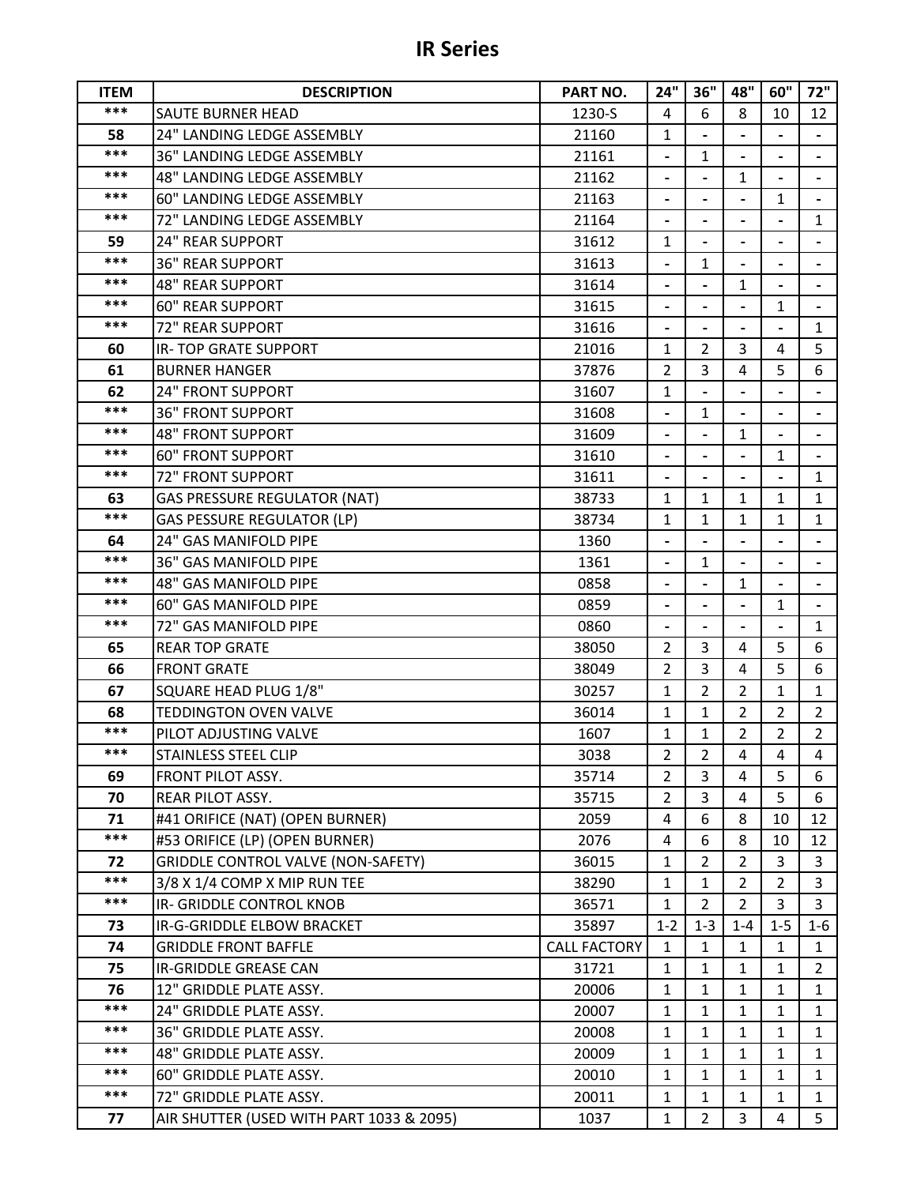# IR Series

| ITEM | DESCRIPTION | PART NO. | 24" | 36" | 48" | 60" | 72" |
|---|---|---|---|---|---|---|---|
| *** | SAUTE BURNER HEAD | 1230-S | 4 | 6 | 8 | 10 | 12 |
| 58 | 24" LANDING LEDGE ASSEMBLY | 21160 | 1 | - | - | - | - |
| *** | 36" LANDING LEDGE ASSEMBLY | 21161 | - | 1 | - | - | - |
| *** | 48" LANDING LEDGE ASSEMBLY | 21162 | - | - | 1 | - | - |
| *** | 60" LANDING LEDGE ASSEMBLY | 21163 | - | - | - | 1 | - |
| *** | 72" LANDING LEDGE ASSEMBLY | 21164 | - | - | - | - | 1 |
| 59 | 24" REAR SUPPORT | 31612 | 1 | - | - | - | - |
| *** | 36" REAR SUPPORT | 31613 | - | 1 | - | - | - |
| *** | 48" REAR SUPPORT | 31614 | - | - | 1 | - | - |
| *** | 60" REAR SUPPORT | 31615 | - | - | - | 1 | - |
| *** | 72" REAR SUPPORT | 31616 | - | - | - | - | 1 |
| 60 | IR- TOP GRATE SUPPORT | 21016 | 1 | 2 | 3 | 4 | 5 |
| 61 | BURNER HANGER | 37876 | 2 | 3 | 4 | 5 | 6 |
| 62 | 24" FRONT SUPPORT | 31607 | 1 | - | - | - | - |
| *** | 36" FRONT SUPPORT | 31608 | - | 1 | - | - | - |
| *** | 48" FRONT SUPPORT | 31609 | - | - | 1 | - | - |
| *** | 60" FRONT SUPPORT | 31610 | - | - | - | 1 | - |
| *** | 72" FRONT SUPPORT | 31611 | - | - | - | - | 1 |
| 63 | GAS PRESSURE REGULATOR (NAT) | 38733 | 1 | 1 | 1 | 1 | 1 |
| *** | GAS PESSURE REGULATOR (LP) | 38734 | 1 | 1 | 1 | 1 | 1 |
| 64 | 24" GAS MANIFOLD PIPE | 1360 | - | - | - | - | - |
| *** | 36" GAS MANIFOLD PIPE | 1361 | - | 1 | - | - | - |
| *** | 48" GAS MANIFOLD PIPE | 0858 | - | - | 1 | - | - |
| *** | 60" GAS MANIFOLD PIPE | 0859 | - | - | - | 1 | - |
| *** | 72" GAS MANIFOLD PIPE | 0860 | - | - | - | - | 1 |
| 65 | REAR TOP GRATE | 38050 | 2 | 3 | 4 | 5 | 6 |
| 66 | FRONT GRATE | 38049 | 2 | 3 | 4 | 5 | 6 |
| 67 | SQUARE HEAD PLUG 1/8" | 30257 | 1 | 2 | 2 | 1 | 1 |
| 68 | TEDDINGTON OVEN VALVE | 36014 | 1 | 1 | 2 | 2 | 2 |
| *** | PILOT ADJUSTING VALVE | 1607 | 1 | 1 | 2 | 2 | 2 |
| *** | STAINLESS STEEL CLIP | 3038 | 2 | 2 | 4 | 4 | 4 |
| 69 | FRONT PILOT ASSY. | 35714 | 2 | 3 | 4 | 5 | 6 |
| 70 | REAR PILOT ASSY. | 35715 | 2 | 3 | 4 | 5 | 6 |
| 71 | #41 ORIFICE (NAT) (OPEN BURNER) | 2059 | 4 | 6 | 8 | 10 | 12 |
| *** | #53 ORIFICE (LP) (OPEN BURNER) | 2076 | 4 | 6 | 8 | 10 | 12 |
| 72 | GRIDDLE CONTROL VALVE (NON-SAFETY) | 36015 | 1 | 2 | 2 | 3 | 3 |
| *** | 3/8 X 1/4 COMP X MIP RUN TEE | 38290 | 1 | 1 | 2 | 2 | 3 |
| *** | IR- GRIDDLE CONTROL KNOB | 36571 | 1 | 2 | 2 | 3 | 3 |
| 73 | IR-G-GRIDDLE ELBOW BRACKET | 35897 | 1-2 | 1-3 | 1-4 | 1-5 | 1-6 |
| 74 | GRIDDLE FRONT BAFFLE | CALL FACTORY | 1 | 1 | 1 | 1 | 1 |
| 75 | IR-GRIDDLE GREASE CAN | 31721 | 1 | 1 | 1 | 1 | 2 |
| 76 | 12" GRIDDLE PLATE ASSY. | 20006 | 1 | 1 | 1 | 1 | 1 |
| *** | 24" GRIDDLE PLATE ASSY. | 20007 | 1 | 1 | 1 | 1 | 1 |
| *** | 36" GRIDDLE PLATE ASSY. | 20008 | 1 | 1 | 1 | 1 | 1 |
| *** | 48" GRIDDLE PLATE ASSY. | 20009 | 1 | 1 | 1 | 1 | 1 |
| *** | 60" GRIDDLE PLATE ASSY. | 20010 | 1 | 1 | 1 | 1 | 1 |
| *** | 72" GRIDDLE PLATE ASSY. | 20011 | 1 | 1 | 1 | 1 | 1 |
| 77 | AIR SHUTTER (USED WITH PART 1033 & 2095) | 1037 | 1 | 2 | 3 | 4 | 5 |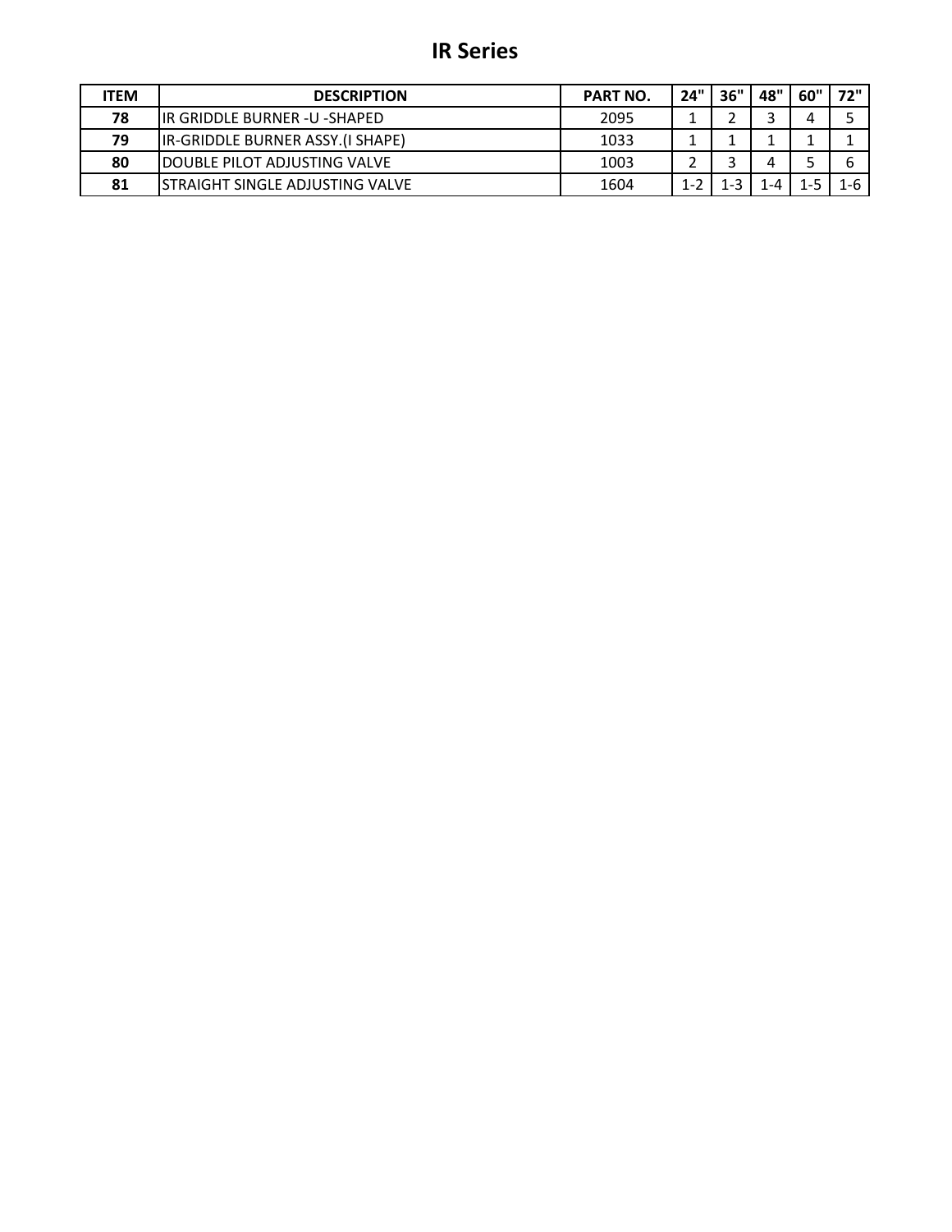# IR Series

| ITEM | DESCRIPTION | PART NO. | 24" | 36" | 48" | 60" | 72" |
|---|---|---|---|---|---|---|---|
| 78 | IR GRIDDLE BURNER -U -SHAPED | 2095 | 1 | 2 | 3 | 4 | 5 |
| 79 | IR-GRIDDLE BURNER ASSY.(I SHAPE) | 1033 | 1 | 1 | 1 | 1 | 1 |
| 80 | DOUBLE PILOT ADJUSTING VALVE | 1003 | 2 | 3 | 4 | 5 | 6 |
| 81 | STRAIGHT SINGLE ADJUSTING VALVE | 1604 | 1-2 | 1-3 | 1-4 | 1-5 | 1-6 |